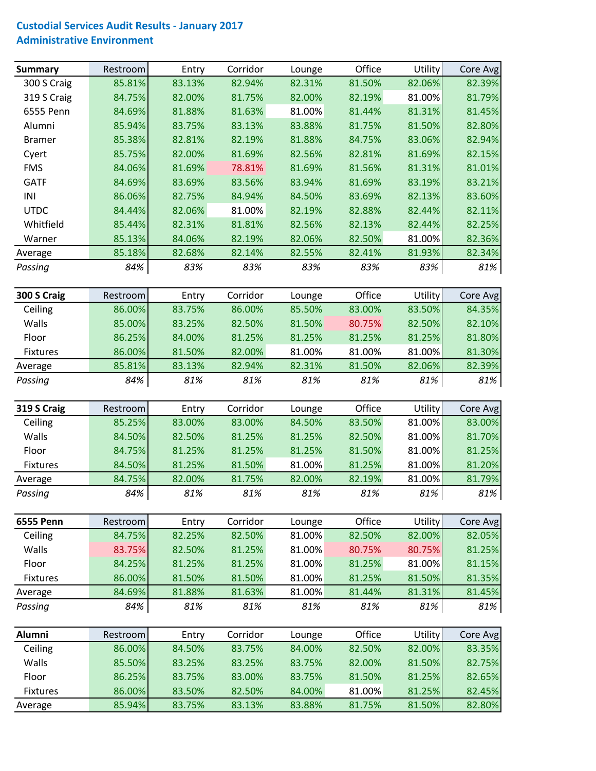## Custodial Services Audit Results - January 2017
## Administrative Environment

| Summary | Restroom | Entry | Corridor | Lounge | Office | Utility | Core Avg |
|---|---|---|---|---|---|---|---|
| 300 S Craig | 85.81% | 83.13% | 82.94% | 82.31% | 81.50% | 82.06% | 82.39% |
| 319 S Craig | 84.75% | 82.00% | 81.75% | 82.00% | 82.19% | 81.00% | 81.79% |
| 6555 Penn | 84.69% | 81.88% | 81.63% | 81.00% | 81.44% | 81.31% | 81.45% |
| Alumni | 85.94% | 83.75% | 83.13% | 83.88% | 81.75% | 81.50% | 82.80% |
| Bramer | 85.38% | 82.81% | 82.19% | 81.88% | 84.75% | 83.06% | 82.94% |
| Cyert | 85.75% | 82.00% | 81.69% | 82.56% | 82.81% | 81.69% | 82.15% |
| FMS | 84.06% | 81.69% | 78.81% | 81.69% | 81.56% | 81.31% | 81.01% |
| GATF | 84.69% | 83.69% | 83.56% | 83.94% | 81.69% | 83.19% | 83.21% |
| INI | 86.06% | 82.75% | 84.94% | 84.50% | 83.69% | 82.13% | 83.60% |
| UTDC | 84.44% | 82.06% | 81.00% | 82.19% | 82.88% | 82.44% | 82.11% |
| Whitfield | 85.44% | 82.31% | 81.81% | 82.56% | 82.13% | 82.44% | 82.25% |
| Warner | 85.13% | 84.06% | 82.19% | 82.06% | 82.50% | 81.00% | 82.36% |
| Average | 85.18% | 82.68% | 82.14% | 82.55% | 82.41% | 81.93% | 82.34% |
| *Passing* | *84%* | *83%* | *83%* | *83%* | *83%* | *83%* | *81%* |

| 300 S Craig | Restroom | Entry | Corridor | Lounge | Office | Utility | Core Avg |
|---|---|---|---|---|---|---|---|
| Ceiling | 86.00% | 83.75% | 86.00% | 85.50% | 83.00% | 83.50% | 84.35% |
| Walls | 85.00% | 83.25% | 82.50% | 81.50% | 80.75% | 82.50% | 82.10% |
| Floor | 86.25% | 84.00% | 81.25% | 81.25% | 81.25% | 81.25% | 81.80% |
| Fixtures | 86.00% | 81.50% | 82.00% | 81.00% | 81.00% | 81.00% | 81.30% |
| Average | 85.81% | 83.13% | 82.94% | 82.31% | 81.50% | 82.06% | 82.39% |
| *Passing* | *84%* | *81%* | *81%* | *81%* | *81%* | *81%* | *81%* |

| 319 S Craig | Restroom | Entry | Corridor | Lounge | Office | Utility | Core Avg |
|---|---|---|---|---|---|---|---|
| Ceiling | 85.25% | 83.00% | 83.00% | 84.50% | 83.50% | 81.00% | 83.00% |
| Walls | 84.50% | 82.50% | 81.25% | 81.25% | 82.50% | 81.00% | 81.70% |
| Floor | 84.75% | 81.25% | 81.25% | 81.25% | 81.50% | 81.00% | 81.25% |
| Fixtures | 84.50% | 81.25% | 81.50% | 81.00% | 81.25% | 81.00% | 81.20% |
| Average | 84.75% | 82.00% | 81.75% | 82.00% | 82.19% | 81.00% | 81.79% |
| *Passing* | *84%* | *81%* | *81%* | *81%* | *81%* | *81%* | *81%* |

| 6555 Penn | Restroom | Entry | Corridor | Lounge | Office | Utility | Core Avg |
|---|---|---|---|---|---|---|---|
| Ceiling | 84.75% | 82.25% | 82.50% | 81.00% | 82.50% | 82.00% | 82.05% |
| Walls | 83.75% | 82.50% | 81.25% | 81.00% | 80.75% | 80.75% | 81.25% |
| Floor | 84.25% | 81.25% | 81.25% | 81.00% | 81.25% | 81.00% | 81.15% |
| Fixtures | 86.00% | 81.50% | 81.50% | 81.00% | 81.25% | 81.50% | 81.35% |
| Average | 84.69% | 81.88% | 81.63% | 81.00% | 81.44% | 81.31% | 81.45% |
| *Passing* | *84%* | *81%* | *81%* | *81%* | *81%* | *81%* | *81%* |

| Alumni | Restroom | Entry | Corridor | Lounge | Office | Utility | Core Avg |
|---|---|---|---|---|---|---|---|
| Ceiling | 86.00% | 84.50% | 83.75% | 84.00% | 82.50% | 82.00% | 83.35% |
| Walls | 85.50% | 83.25% | 83.25% | 83.75% | 82.00% | 81.50% | 82.75% |
| Floor | 86.25% | 83.75% | 83.00% | 83.75% | 81.50% | 81.25% | 82.65% |
| Fixtures | 86.00% | 83.50% | 82.50% | 84.00% | 81.00% | 81.25% | 82.45% |
| Average | 85.94% | 83.75% | 83.13% | 83.88% | 81.75% | 81.50% | 82.80% |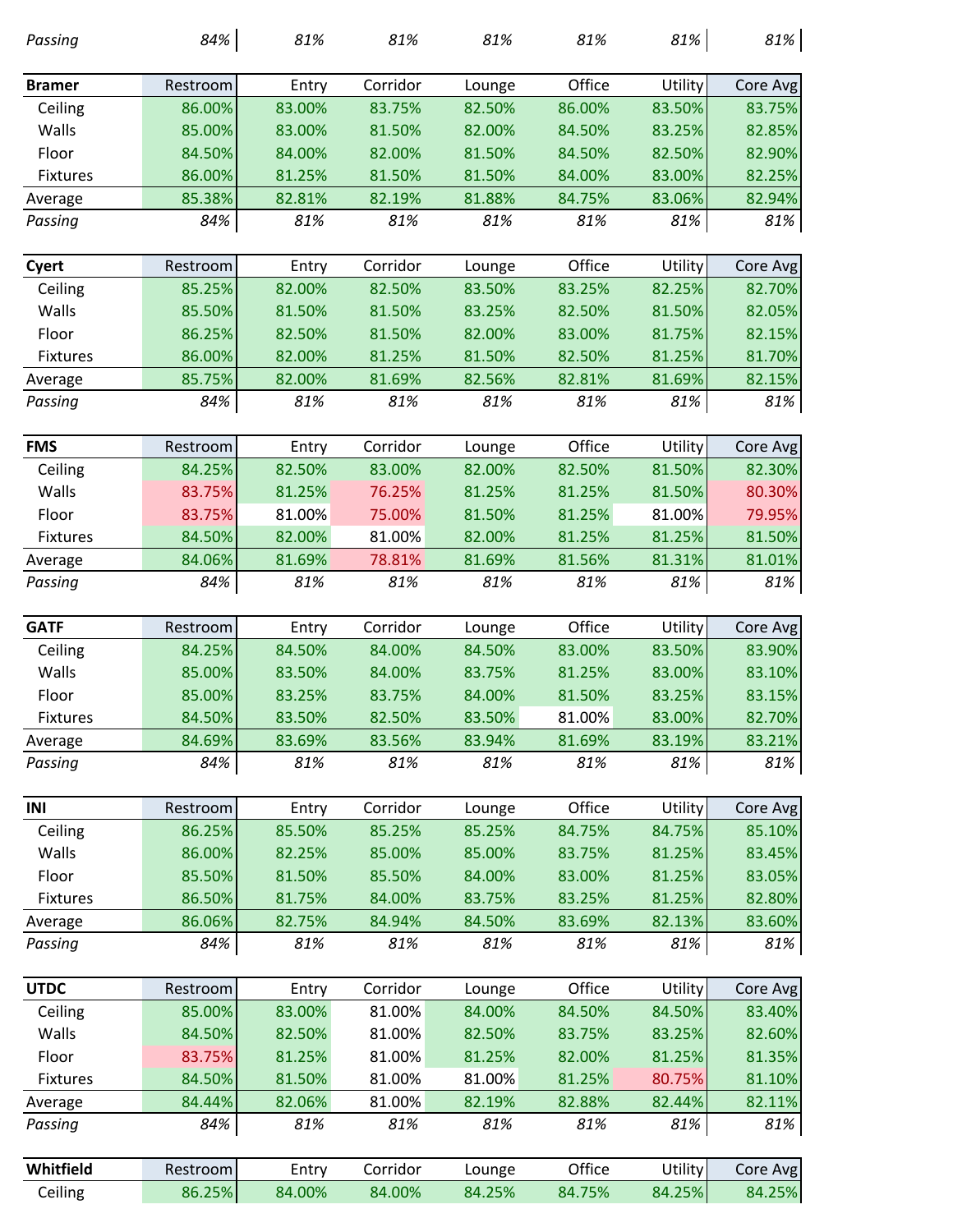| *Passing* | *84%* | *81%* | *81%* | *81%* | *81%* | *81%* | *81%* |
|---|---|---|---|---|---|---|---|

| **Bramer** | Restroom | Entry | Corridor | Lounge | Office | Utility | Core Avg |
|---|---|---|---|---|---|---|---|
| Ceiling | 86.00% | 83.00% | 83.75% | 82.50% | 86.00% | 83.50% | 83.75% |
| Walls | 85.00% | 83.00% | 81.50% | 82.00% | 84.50% | 83.25% | 82.85% |
| Floor | 84.50% | 84.00% | 82.00% | 81.50% | 84.50% | 82.50% | 82.90% |
| Fixtures | 86.00% | 81.25% | 81.50% | 81.50% | 84.00% | 83.00% | 82.25% |
| Average | 85.38% | 82.81% | 82.19% | 81.88% | 84.75% | 83.06% | 82.94% |
| *Passing* | *84%* | *81%* | *81%* | *81%* | *81%* | *81%* | *81%* |

| **Cyert** | Restroom | Entry | Corridor | Lounge | Office | Utility | Core Avg |
|---|---|---|---|---|---|---|---|
| Ceiling | 85.25% | 82.00% | 82.50% | 83.50% | 83.25% | 82.25% | 82.70% |
| Walls | 85.50% | 81.50% | 81.50% | 83.25% | 82.50% | 81.50% | 82.05% |
| Floor | 86.25% | 82.50% | 81.50% | 82.00% | 83.00% | 81.75% | 82.15% |
| Fixtures | 86.00% | 82.00% | 81.25% | 81.50% | 82.50% | 81.25% | 81.70% |
| Average | 85.75% | 82.00% | 81.69% | 82.56% | 82.81% | 81.69% | 82.15% |
| *Passing* | *84%* | *81%* | *81%* | *81%* | *81%* | *81%* | *81%* |

| **FMS** | Restroom | Entry | Corridor | Lounge | Office | Utility | Core Avg |
|---|---|---|---|---|---|---|---|
| Ceiling | 84.25% | 82.50% | 83.00% | 82.00% | 82.50% | 81.50% | 82.30% |
| Walls | 83.75% | 81.25% | 76.25% | 81.25% | 81.25% | 81.50% | 80.30% |
| Floor | 83.75% | 81.00% | 75.00% | 81.50% | 81.25% | 81.00% | 79.95% |
| Fixtures | 84.50% | 82.00% | 81.00% | 82.00% | 81.25% | 81.25% | 81.50% |
| Average | 84.06% | 81.69% | 78.81% | 81.69% | 81.56% | 81.31% | 81.01% |
| *Passing* | *84%* | *81%* | *81%* | *81%* | *81%* | *81%* | *81%* |

| **GATF** | Restroom | Entry | Corridor | Lounge | Office | Utility | Core Avg |
|---|---|---|---|---|---|---|---|
| Ceiling | 84.25% | 84.50% | 84.00% | 84.50% | 83.00% | 83.50% | 83.90% |
| Walls | 85.00% | 83.50% | 84.00% | 83.75% | 81.25% | 83.00% | 83.10% |
| Floor | 85.00% | 83.25% | 83.75% | 84.00% | 81.50% | 83.25% | 83.15% |
| Fixtures | 84.50% | 83.50% | 82.50% | 83.50% | 81.00% | 83.00% | 82.70% |
| Average | 84.69% | 83.69% | 83.56% | 83.94% | 81.69% | 83.19% | 83.21% |
| *Passing* | *84%* | *81%* | *81%* | *81%* | *81%* | *81%* | *81%* |

| **INI** | Restroom | Entry | Corridor | Lounge | Office | Utility | Core Avg |
|---|---|---|---|---|---|---|---|
| Ceiling | 86.25% | 85.50% | 85.25% | 85.25% | 84.75% | 84.75% | 85.10% |
| Walls | 86.00% | 82.25% | 85.00% | 85.00% | 83.75% | 81.25% | 83.45% |
| Floor | 85.50% | 81.50% | 85.50% | 84.00% | 83.00% | 81.25% | 83.05% |
| Fixtures | 86.50% | 81.75% | 84.00% | 83.75% | 83.25% | 81.25% | 82.80% |
| Average | 86.06% | 82.75% | 84.94% | 84.50% | 83.69% | 82.13% | 83.60% |
| *Passing* | *84%* | *81%* | *81%* | *81%* | *81%* | *81%* | *81%* |

| **UTDC** | Restroom | Entry | Corridor | Lounge | Office | Utility | Core Avg |
|---|---|---|---|---|---|---|---|
| Ceiling | 85.00% | 83.00% | 81.00% | 84.00% | 84.50% | 84.50% | 83.40% |
| Walls | 84.50% | 82.50% | 81.00% | 82.50% | 83.75% | 83.25% | 82.60% |
| Floor | 83.75% | 81.25% | 81.00% | 81.25% | 82.00% | 81.25% | 81.35% |
| Fixtures | 84.50% | 81.50% | 81.00% | 81.00% | 81.25% | 80.75% | 81.10% |
| Average | 84.44% | 82.06% | 81.00% | 82.19% | 82.88% | 82.44% | 82.11% |
| *Passing* | *84%* | *81%* | *81%* | *81%* | *81%* | *81%* | *81%* |

| **Whitfield** | Restroom | Entry | Corridor | Lounge | Office | Utility | Core Avg |
|---|---|---|---|---|---|---|---|
| Ceiling | 86.25% | 84.00% | 84.00% | 84.25% | 84.75% | 84.25% | 84.25% |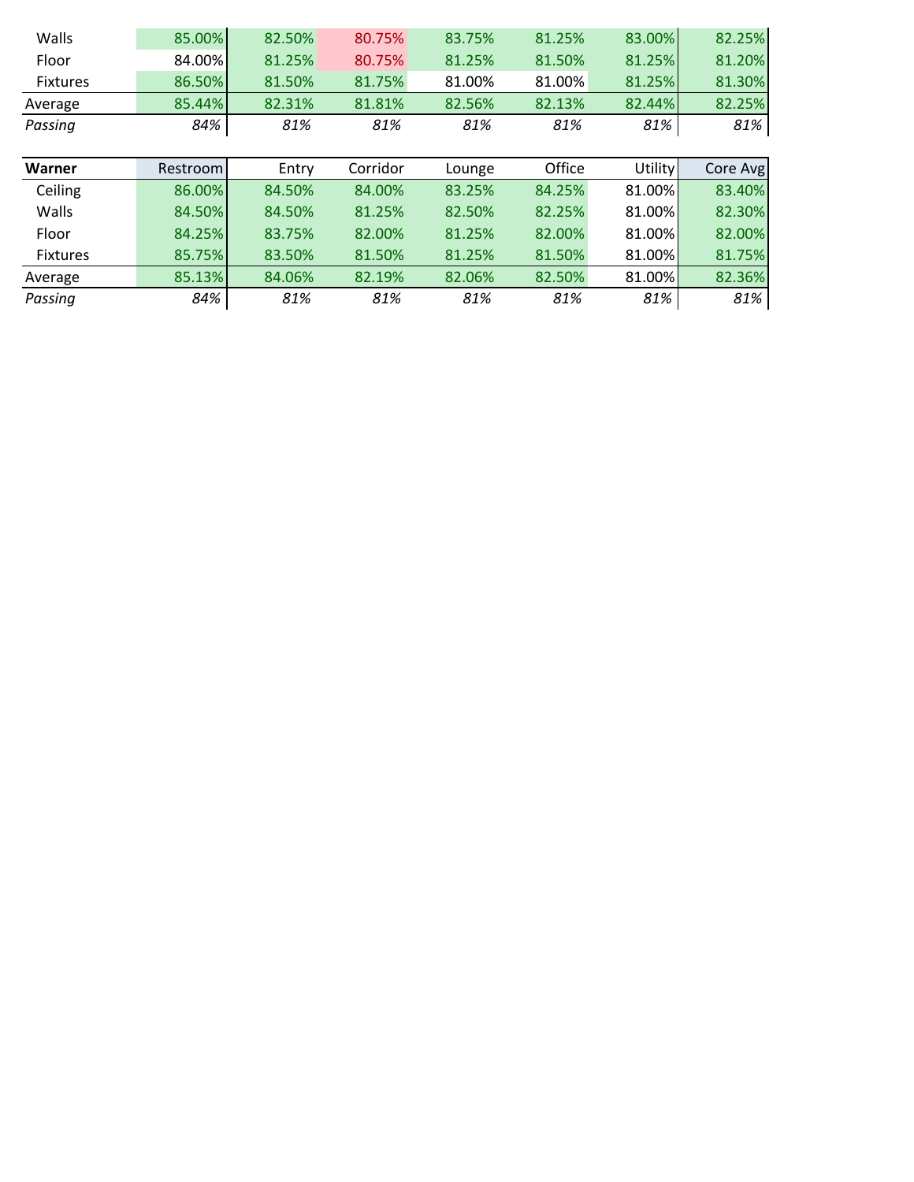| | | | | | | | |
|---|---|---|---|---|---|---|---|
| Walls | 85.00% | 82.50% | 80.75% | 83.75% | 81.25% | 83.00% | 82.25% |
| Floor | 84.00% | 81.25% | 80.75% | 81.25% | 81.50% | 81.25% | 81.20% |
| Fixtures | 86.50% | 81.50% | 81.75% | 81.00% | 81.00% | 81.25% | 81.30% |
| Average | 85.44% | 82.31% | 81.81% | 82.56% | 82.13% | 82.44% | 82.25% |
| *Passing* | *84%* | *81%* | *81%* | *81%* | *81%* | *81%* | *81%* |

| **Warner** | Restroom | Entry | Corridor | Lounge | Office | Utility | Core Avg |
|---|---|---|---|---|---|---|---|
| Ceiling | 86.00% | 84.50% | 84.00% | 83.25% | 84.25% | 81.00% | 83.40% |
| Walls | 84.50% | 84.50% | 81.25% | 82.50% | 82.25% | 81.00% | 82.30% |
| Floor | 84.25% | 83.75% | 82.00% | 81.25% | 82.00% | 81.00% | 82.00% |
| Fixtures | 85.75% | 83.50% | 81.50% | 81.25% | 81.50% | 81.00% | 81.75% |
| Average | 85.13% | 84.06% | 82.19% | 82.06% | 82.50% | 81.00% | 82.36% |
| *Passing* | *84%* | *81%* | *81%* | *81%* | *81%* | *81%* | *81%* |